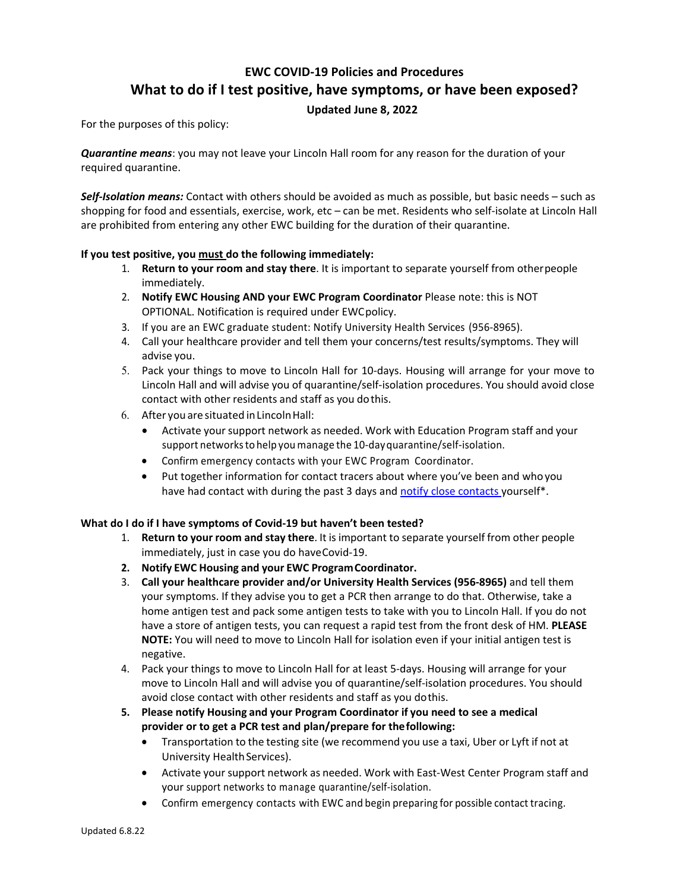# EWC COVID-19 Policies and Procedures

## What to do if I test positive, have symptoms, or have been exposed?

**Updated June 8, 2022**

For the purposes of this policy:

***Quarantine means***: you may not leave your Lincoln Hall room for any reason for the duration of your required quarantine.

***Self-Isolation means:*** Contact with others should be avoided as much as possible, but basic needs – such as shopping for food and essentials, exercise, work, etc – can be met. Residents who self-isolate at Lincoln Hall are prohibited from entering any other EWC building for the duration of their quarantine.

**If you test positive, you <u>must</u> do the following immediately:**

1. **Return to your room and stay there**. It is important to separate yourself from other people immediately.
2. **Notify EWC Housing AND your EWC Program Coordinator** Please note: this is NOT OPTIONAL. Notification is required under EWC policy.
3. If you are an EWC graduate student: Notify University Health Services (956-8965).
4. Call your healthcare provider and tell them your concerns/test results/symptoms. They will advise you.
5. Pack your things to move to Lincoln Hall for 10-days. Housing will arrange for your move to Lincoln Hall and will advise you of quarantine/self-isolation procedures. You should avoid close contact with other residents and staff as you do this.
6. After you are situated in Lincoln Hall:
   - Activate your support network as needed. Work with Education Program staff and your support networks to help you manage the 10-day quarantine/self-isolation.
   - Confirm emergency contacts with your EWC Program Coordinator.
   - Put together information for contact tracers about where you've been and who you have had contact with during the past 3 days and notify close contacts yourself*.

**What do I do if I have symptoms of Covid-19 but haven't been tested?**

1. **Return to your room and stay there**. It is important to separate yourself from other people immediately, just in case you do have Covid-19.
2. **Notify EWC Housing and your EWC Program Coordinator.**
3. **Call your healthcare provider and/or University Health Services (956-8965)** and tell them your symptoms. If they advise you to get a PCR then arrange to do that. Otherwise, take a home antigen test and pack some antigen tests to take with you to Lincoln Hall. If you do not have a store of antigen tests, you can request a rapid test from the front desk of HM. **PLEASE NOTE:** You will need to move to Lincoln Hall for isolation even if your initial antigen test is negative.
4. Pack your things to move to Lincoln Hall for at least 5-days. Housing will arrange for your move to Lincoln Hall and will advise you of quarantine/self-isolation procedures. You should avoid close contact with other residents and staff as you do this.
5. **Please notify Housing and your Program Coordinator if you need to see a medical provider or to get a PCR test and plan/prepare for the following:**
   - Transportation to the testing site (we recommend you use a taxi, Uber or Lyft if not at University Health Services).
   - Activate your support network as needed. Work with East-West Center Program staff and your support networks to manage quarantine/self-isolation.
   - Confirm emergency contacts with EWC and begin preparing for possible contact tracing.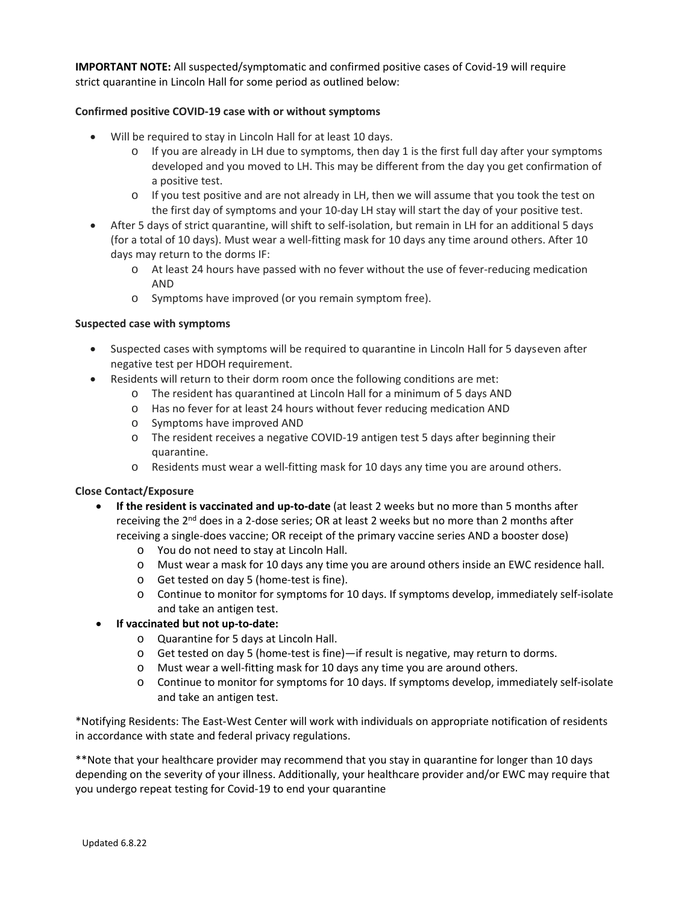**IMPORTANT NOTE:** All suspected/symptomatic and confirmed positive cases of Covid-19 will require strict quarantine in Lincoln Hall for some period as outlined below:

**Confirmed positive COVID-19 case with or without symptoms**

- Will be required to stay in Lincoln Hall for at least 10 days.
  - If you are already in LH due to symptoms, then day 1 is the first full day after your symptoms developed and you moved to LH. This may be different from the day you get confirmation of a positive test.
  - If you test positive and are not already in LH, then we will assume that you took the test on the first day of symptoms and your 10-day LH stay will start the day of your positive test.
- After 5 days of strict quarantine, will shift to self-isolation, but remain in LH for an additional 5 days (for a total of 10 days). Must wear a well-fitting mask for 10 days any time around others. After 10 days may return to the dorms IF:
  - At least 24 hours have passed with no fever without the use of fever-reducing medication AND
  - Symptoms have improved (or you remain symptom free).

**Suspected case with symptoms**

- Suspected cases with symptoms will be required to quarantine in Lincoln Hall for 5 daayseven after negative test per HDOH requirement.
- Residents will return to their dorm room once the following conditions are met:
  - The resident has quarantined at Lincoln Hall for a minimum of 5 days AND
  - Has no fever for at least 24 hours without fever reducing medication AND
  - Symptoms have improved AND
  - The resident receives a negative COVID-19 antigen test 5 days after beginning their quarantine.
  - Residents must wear a well-fitting mask for 10 days any time you are around others.

**Close Contact/Exposure**

- **If the resident is vaccinated and up-to-date** (at least 2 weeks but no more than 5 months after receiving the 2nd does in a 2-dose series; OR at least 2 weeks but no more than 2 months after receiving a single-does vaccine; OR receipt of the primary vaccine series AND a booster dose)
  - You do not need to stay at Lincoln Hall.
  - Must wear a mask for 10 days any time you are around others inside an EWC residence hall.
  - Get tested on day 5 (home-test is fine).
  - Continue to monitor for symptoms for 10 days. If symptoms develop, immediately self-isolate and take an antigen test.
- **If vaccinated but not up-to-date:**
  - Quarantine for 5 days at Lincoln Hall.
  - Get tested on day 5 (home-test is fine)—if result is negative, may return to dorms.
  - Must wear a well-fitting mask for 10 days any time you are around others.
  - Continue to monitor for symptoms for 10 days. If symptoms develop, immediately self-isolate and take an antigen test.

*Notifying Residents: The East-West Center will work with individuals on appropriate notification of residents in accordance with state and federal privacy regulations.

**Note that your healthcare provider may recommend that you stay in quarantine for longer than 10 days depending on the severity of your illness. Additionally, your healthcare provider and/or EWC may require that you undergo repeat testing for Covid-19 to end your quarantine

Updated 6.8.22